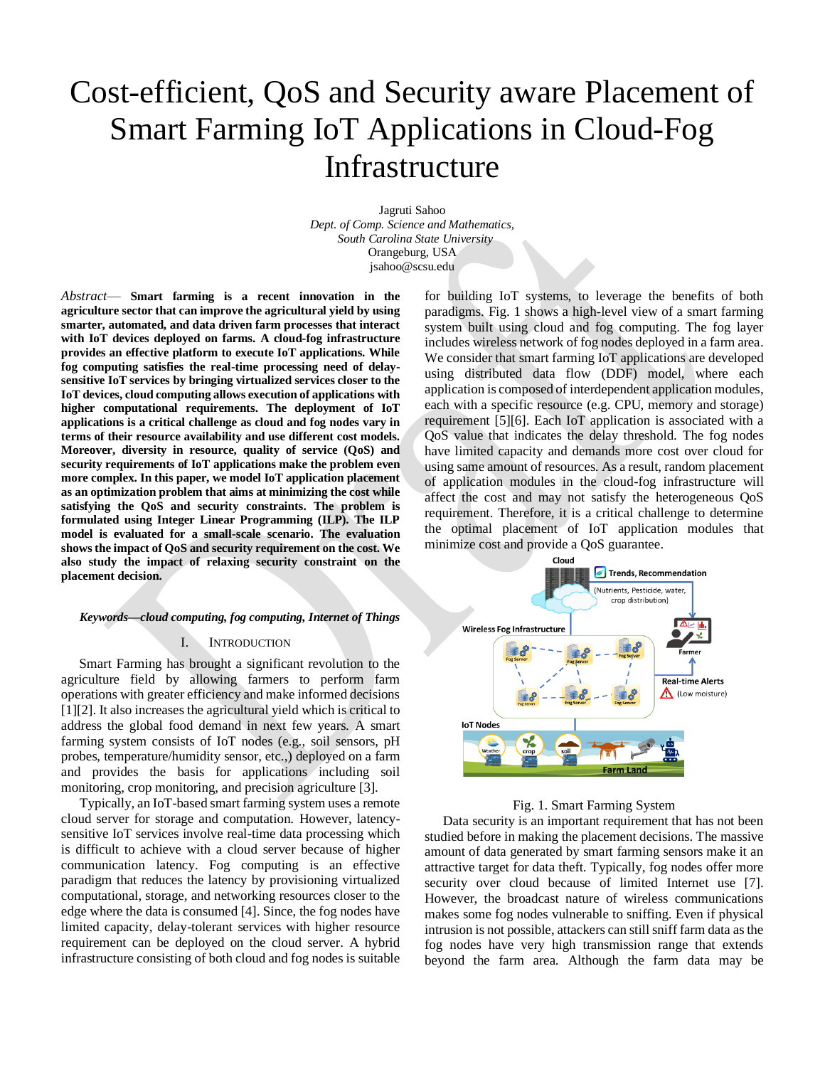# Cost-efficient, QoS and Security aware Placement of Smart Farming IoT Applications in Cloud-Fog Infrastructure

Jagruti Sahoo
*Dept. of Comp. Science and Mathematics,*
*South Carolina State University*
Orangeburg, USA
jsahoo@scsu.edu

*Abstract*— **Smart farming is a recent innovation in the agriculture sector that can improve the agricultural yield by using smarter, automated, and data driven farm processes that interact with IoT devices deployed on farms. A cloud-fog infrastructure provides an effective platform to execute IoT applications. While fog computing satisfies the real-time processing need of delay-sensitive IoT services by bringing virtualized services closer to the IoT devices, cloud computing allows execution of applications with higher computational requirements. The deployment of IoT applications is a critical challenge as cloud and fog nodes vary in terms of their resource availability and use different cost models. Moreover, diversity in resource, quality of service (QoS) and security requirements of IoT applications make the problem even more complex. In this paper, we model IoT application placement as an optimization problem that aims at minimizing the cost while satisfying the QoS and security constraints. The problem is formulated using Integer Linear Programming (ILP). The ILP model is evaluated for a small-scale scenario. The evaluation shows the impact of QoS and security requirement on the cost. We also study the impact of relaxing security constraint on the placement decision.**

***Keywords—cloud computing, fog computing, Internet of Things***

## I. Introduction

Smart Farming has brought a significant revolution to the agriculture field by allowing farmers to perform farm operations with greater efficiency and make informed decisions [1][2]. It also increases the agricultural yield which is critical to address the global food demand in next few years. A smart farming system consists of IoT nodes (e.g., soil sensors, pH probes, temperature/humidity sensor, etc.,) deployed on a farm and provides the basis for applications including soil monitoring, crop monitoring, and precision agriculture [3].

Typically, an IoT-based smart farming system uses a remote cloud server for storage and computation. However, latency-sensitive IoT services involve real-time data processing which is difficult to achieve with a cloud server because of higher communication latency. Fog computing is an effective paradigm that reduces the latency by provisioning virtualized computational, storage, and networking resources closer to the edge where the data is consumed [4]. Since, the fog nodes have limited capacity, delay-tolerant services with higher resource requirement can be deployed on the cloud server. A hybrid infrastructure consisting of both cloud and fog nodes is suitable for building IoT systems, to leverage the benefits of both paradigms. Fig. 1 shows a high-level view of a smart farming system built using cloud and fog computing. The fog layer includes wireless network of fog nodes deployed in a farm area. We consider that smart farming IoT applications are developed using distributed data flow (DDF) model, where each application is composed of interdependent application modules, each with a specific resource (e.g. CPU, memory and storage) requirement [5][6]. Each IoT application is associated with a QoS value that indicates the delay threshold. The fog nodes have limited capacity and demands more cost over cloud for using same amount of resources. As a result, random placement of application modules in the cloud-fog infrastructure will affect the cost and may not satisfy the heterogeneous QoS requirement. Therefore, it is a critical challenge to determine the optimal placement of IoT application modules that minimize cost and provide a QoS guarantee.

Fig. 1. Smart Farming System

Data security is an important requirement that has not been studied before in making the placement decisions. The massive amount of data generated by smart farming sensors make it an attractive target for data theft. Typically, fog nodes offer more security over cloud because of limited Internet use [7]. However, the broadcast nature of wireless communications makes some fog nodes vulnerable to sniffing. Even if physical intrusion is not possible, attackers can still sniff farm data as the fog nodes have very high transmission range that extends beyond the farm area. Although the farm data may be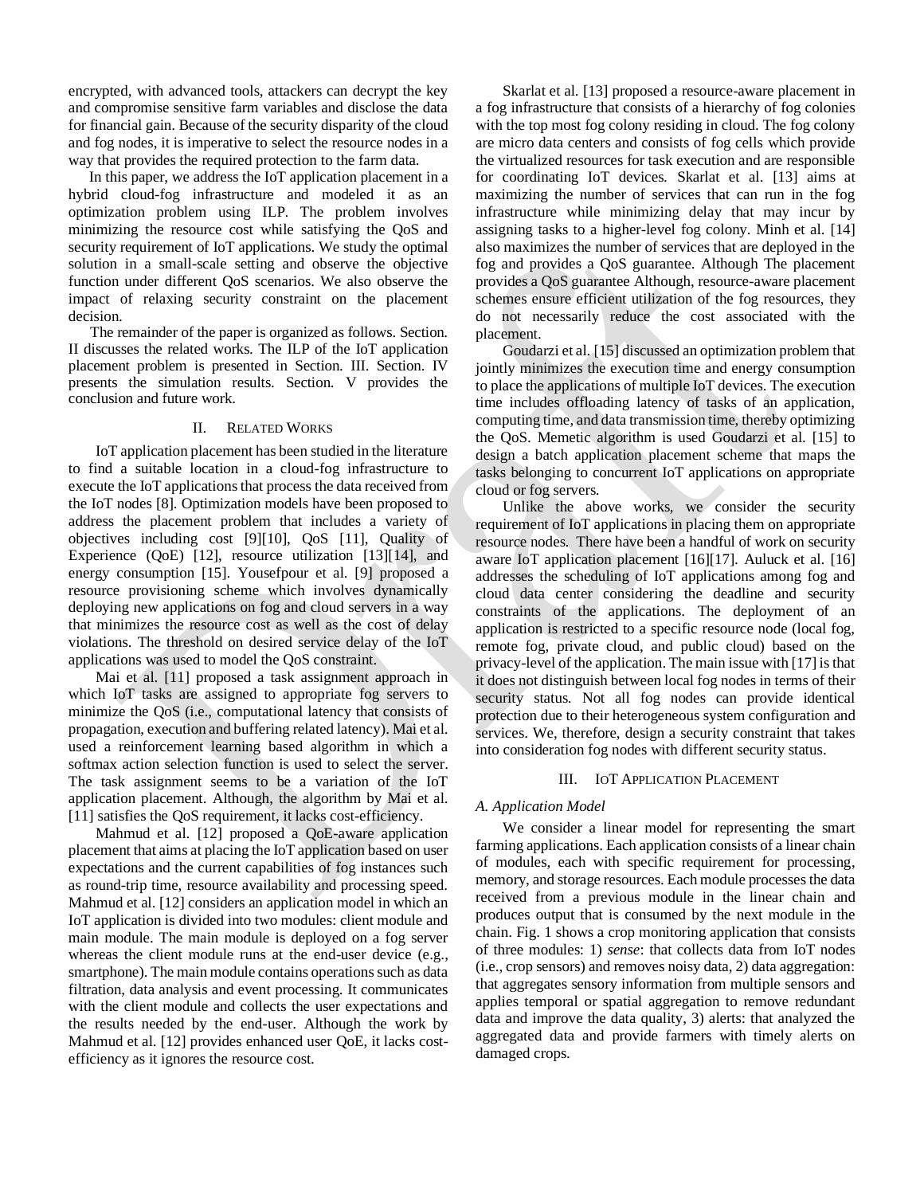encrypted, with advanced tools, attackers can decrypt the key and compromise sensitive farm variables and disclose the data for financial gain. Because of the security disparity of the cloud and fog nodes, it is imperative to select the resource nodes in a way that provides the required protection to the farm data.

In this paper, we address the IoT application placement in a hybrid cloud-fog infrastructure and modeled it as an optimization problem using ILP. The problem involves minimizing the resource cost while satisfying the QoS and security requirement of IoT applications. We study the optimal solution in a small-scale setting and observe the objective function under different QoS scenarios. We also observe the impact of relaxing security constraint on the placement decision.

The remainder of the paper is organized as follows. Section. II discusses the related works. The ILP of the IoT application placement problem is presented in Section. III. Section. IV presents the simulation results. Section. V provides the conclusion and future work.

## II. Related Works

IoT application placement has been studied in the literature to find a suitable location in a cloud-fog infrastructure to execute the IoT applications that process the data received from the IoT nodes [8]. Optimization models have been proposed to address the placement problem that includes a variety of objectives including cost [9][10], QoS [11], Quality of Experience (QoE) [12], resource utilization [13][14], and energy consumption [15]. Yousefpour et al. [9] proposed a resource provisioning scheme which involves dynamically deploying new applications on fog and cloud servers in a way that minimizes the resource cost as well as the cost of delay violations. The threshold on desired service delay of the IoT applications was used to model the QoS constraint.

Mai et al. [11] proposed a task assignment approach in which IoT tasks are assigned to appropriate fog servers to minimize the QoS (i.e., computational latency that consists of propagation, execution and buffering related latency). Mai et al. used a reinforcement learning based algorithm in which a softmax action selection function is used to select the server. The task assignment seems to be a variation of the IoT application placement. Although, the algorithm by Mai et al. [11] satisfies the QoS requirement, it lacks cost-efficiency.

Mahmud et al. [12] proposed a QoE-aware application placement that aims at placing the IoT application based on user expectations and the current capabilities of fog instances such as round-trip time, resource availability and processing speed. Mahmud et al. [12] considers an application model in which an IoT application is divided into two modules: client module and main module. The main module is deployed on a fog server whereas the client module runs at the end-user device (e.g., smartphone). The main module contains operations such as data filtration, data analysis and event processing. It communicates with the client module and collects the user expectations and the results needed by the end-user. Although the work by Mahmud et al. [12] provides enhanced user QoE, it lacks cost-efficiency as it ignores the resource cost.

Skarlat et al. [13] proposed a resource-aware placement in a fog infrastructure that consists of a hierarchy of fog colonies with the top most fog colony residing in cloud. The fog colony are micro data centers and consists of fog cells which provide the virtualized resources for task execution and are responsible for coordinating IoT devices. Skarlat et al. [13] aims at maximizing the number of services that can run in the fog infrastructure while minimizing delay that may incur by assigning tasks to a higher-level fog colony. Minh et al. [14] also maximizes the number of services that are deployed in the fog and provides a QoS guarantee. Although The placement provides a QoS guarantee Although, resource-aware placement schemes ensure efficient utilization of the fog resources, they do not necessarily reduce the cost associated with the placement.

Goudarzi et al. [15] discussed an optimization problem that jointly minimizes the execution time and energy consumption to place the applications of multiple IoT devices. The execution time includes offloading latency of tasks of an application, computing time, and data transmission time, thereby optimizing the QoS. Memetic algorithm is used Goudarzi et al. [15] to design a batch application placement scheme that maps the tasks belonging to concurrent IoT applications on appropriate cloud or fog servers.

Unlike the above works, we consider the security requirement of IoT applications in placing them on appropriate resource nodes. There have been a handful of work on security aware IoT application placement [16][17]. Auluck et al. [16] addresses the scheduling of IoT applications among fog and cloud data center considering the deadline and security constraints of the applications. The deployment of an application is restricted to a specific resource node (local fog, remote fog, private cloud, and public cloud) based on the privacy-level of the application. The main issue with [17] is that it does not distinguish between local fog nodes in terms of their security status. Not all fog nodes can provide identical protection due to their heterogeneous system configuration and services. We, therefore, design a security constraint that takes into consideration fog nodes with different security status.

## III. IoT Application Placement

### A. Application Model

We consider a linear model for representing the smart farming applications. Each application consists of a linear chain of modules, each with specific requirement for processing, memory, and storage resources. Each module processes the data received from a previous module in the linear chain and produces output that is consumed by the next module in the chain. Fig. 1 shows a crop monitoring application that consists of three modules: 1) *sense*: that collects data from IoT nodes (i.e., crop sensors) and removes noisy data, 2) data aggregation: that aggregates sensory information from multiple sensors and applies temporal or spatial aggregation to remove redundant data and improve the data quality, 3) alerts: that analyzed the aggregated data and provide farmers with timely alerts on damaged crops.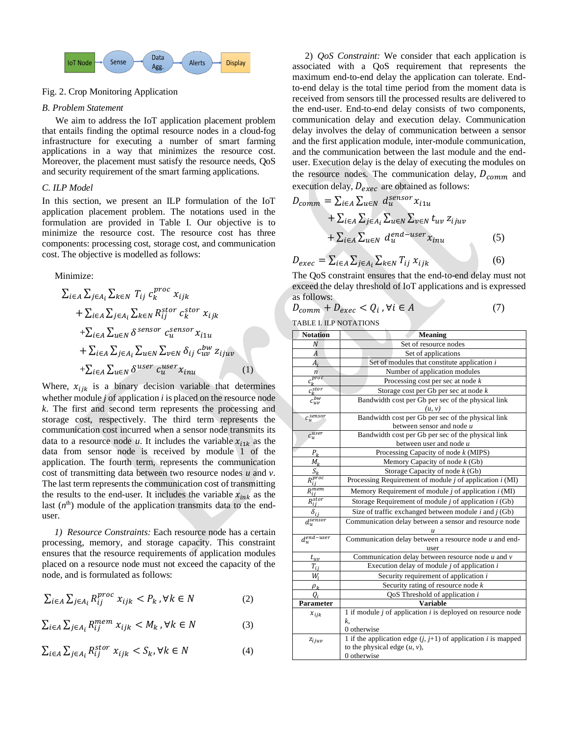IoT Node → Sense → Data Agg. → Alerts → Display

Fig. 2. Crop Monitoring Application

### B. Problem Statement

We aim to address the IoT application placement problem that entails finding the optimal resource nodes in a cloud-fog infrastructure for executing a number of smart farming applications in a way that minimizes the resource cost. Moreover, the placement must satisfy the resource needs, QoS and security requirement of the smart farming applications.

### C. ILP Model

In this section, we present an ILP formulation of the IoT application placement problem. The notations used in the formulation are provided in Table I. Our objective is to minimize the resource cost. The resource cost has three components: processing cost, storage cost, and communication cost. The objective is modelled as follows:

Minimize:

$$\sum_{i\in A}\sum_{j\in A_i}\sum_{k\in N} T_{ij}\, c_k^{proc}\, x_{ijk} + \sum_{i\in A}\sum_{j\in A_i}\sum_{k\in N} R_{ij}^{stor}\, c_k^{stor}\, x_{ijk} + \sum_{i\in A}\sum_{u\in N} \delta^{sensor}\, c_u^{sensor} x_{i1u} + \sum_{i\in A}\sum_{j\in A_i}\sum_{u\in N}\sum_{v\in N} \delta_{ij}\, c_{uv}^{bw}\, z_{ijuv} + \sum_{i\in A}\sum_{u\in N} \delta^{user}\, c_u^{user} x_{inu} \quad (1)$$

Where, $x_{ijk}$ is a binary decision variable that determines whether module *j* of application *i* is placed on the resource node *k*. The first and second term represents the processing and storage cost, respectively. The third term represents the communication cost incurred when a sensor node transmits its data to a resource node *u*. It includes the variable $x_{i1k}$ as the data from sensor node is received by module 1 of the application. The fourth term, represents the communication cost of transmitting data between two resource nodes *u* and *v*. The last term represents the communication cost of transmitting the results to the end-user. It includes the variable $x_{ink}$ as the last ($n^{th}$) module of the application transmits data to the end-user.

*1) Resource Constraints:* Each resource node has a certain processing, memory, and storage capacity. This constraint ensures that the resource requirements of application modules placed on a resource node must not exceed the capacity of the node, and is formulated as follows:

$$\sum_{i\in A}\sum_{j\in A_i} R_{ij}^{proc}\, x_{ijk} < P_k\,, \forall k \in N \quad (2)$$

$$\sum_{i\in A}\sum_{j\in A_i} R_{ij}^{mem}\, x_{ijk} < M_k\,, \forall k \in N \quad (3)$$

$$\sum_{i\in A}\sum_{j\in A_i} R_{ij}^{stor}\, x_{ijk} < S_k, \forall k \in N \quad (4)$$

*2) QoS Constraint:* We consider that each application is associated with a QoS requirement that represents the maximum end-to-end delay the application can tolerate. End-to-end delay is the total time period from the moment data is received from sensors till the processed results are delivered to the end-user. End-to-end delay consists of two components, communication delay and execution delay. Communication delay involves the delay of communication between a sensor and the first application module, inter-module communication, and the communication between the last module and the end-user. Execution delay is the delay of executing the modules on the resource nodes. The communication delay, $D_{comm}$ and execution delay, $D_{exec}$ are obtained as follows:

$$D_{comm} = \sum_{i\in A}\sum_{u\in N} d_u^{sensor} x_{i1u} + \sum_{i\in A}\sum_{j\in A_i}\sum_{u\in N}\sum_{v\in N} t_{uv}\, z_{ijuv} + \sum_{i\in A}\sum_{u\in N} d_u^{end-user} x_{inu} \quad (5)$$

$$D_{exec} = \sum_{i\in A}\sum_{j\in A_i}\sum_{k\in N} T_{ij}\, x_{ijk} \quad (6)$$

The QoS constraint ensures that the end-to-end delay must not exceed the delay threshold of IoT applications and is expressed as follows:

$$D_{comm} + D_{exec} < Q_i\,, \forall i \in A \quad (7)$$

TABLE I. ILP NOTATIONS

| Notation | Meaning |
|---|---|
| $N$ | Set of resource nodes |
| $A$ | Set of applications |
| $A_i$ | Set of modules that constitute application *i* |
| $n$ | Number of application modules |
| $c_k^{proc}$ | Processing cost per sec at node *k* |
| $c_k^{stor}$ | Storage cost per Gb per sec at node *k* |
| $c_{uv}^{bw}$ | Bandwidth cost per Gb per sec of the physical link *(u, v)* |
| $c_u^{sensor}$ | Bandwidth cost per Gb per sec of the physical link between sensor and node *u* |
| $c_u^{user}$ | Bandwidth cost per Gb per sec of the physical link between user and node *u* |
| $P_k$ | Processing Capacity of node *k* (MIPS) |
| $M_k$ | Memory Capacity of node *k* (Gb) |
| $S_k$ | Storage Capacity of node *k* (Gb) |
| $R_{ij}^{proc}$ | Processing Requirement of module *j* of application *i* (MI) |
| $R_{ij}^{mem}$ | Memory Requirement of module *j* of application *i* (MI) |
| $R_{ij}^{stor}$ | Storage Requirement of module *j* of application *i* (Gb) |
| $\delta_{ij}$ | Size of traffic exchanged between module *i* and *j* (Gb) |
| $d_u^{sensor}$ | Communication delay between a sensor and resource node *u* |
| $d_u^{end-user}$ | Communication delay between a resource node *u* and end-user |
| $t_{uv}$ | Communication delay between resource node *u* and *v* |
| $T_{ij}$ | Execution delay of module *j* of application *i* |
| $W_i$ | Security requirement of application *i* |
| $\rho_k$ | Security rating of resource node *k* |
| $Q_i$ | QoS Threshold of application *i* |
| **Parameter** | **Variable** |
| $x_{ijk}$ | 1 if module *j* of application *i* is deployed on resource node *k*, 0 otherwise |
| $z_{ijuv}$ | 1 if the application edge (*j*, *j*+1) of application *i* is mapped to the physical edge (*u*, *v*), 0 otherwise |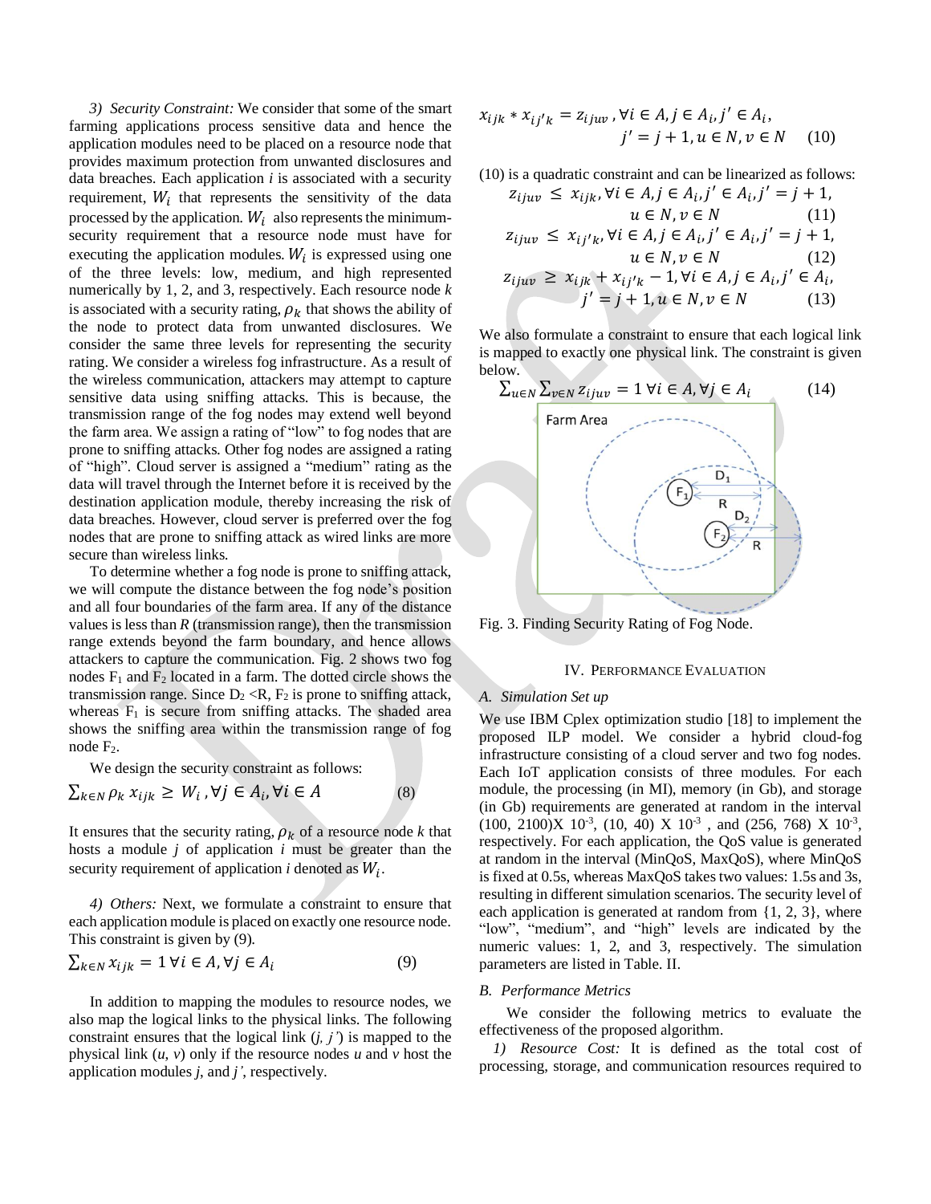*3) Security Constraint:* We consider that some of the smart farming applications process sensitive data and hence the application modules need to be placed on a resource node that provides maximum protection from unwanted disclosures and data breaches. Each application *i* is associated with a security requirement, $W_i$ that represents the sensitivity of the data processed by the application. $W_i$ also represents the minimum-security requirement that a resource node must have for executing the application modules. $W_i$ is expressed using one of the three levels: low, medium, and high represented numerically by 1, 2, and 3, respectively. Each resource node *k* is associated with a security rating, $\rho_k$ that shows the ability of the node to protect data from unwanted disclosures. We consider the same three levels for representing the security rating. We consider a wireless fog infrastructure. As a result of the wireless communication, attackers may attempt to capture sensitive data using sniffing attacks. This is because, the transmission range of the fog nodes may extend well beyond the farm area. We assign a rating of "low" to fog nodes that are prone to sniffing attacks. Other fog nodes are assigned a rating of "high". Cloud server is assigned a "medium" rating as the data will travel through the Internet before it is received by the destination application module, thereby increasing the risk of data breaches. However, cloud server is preferred over the fog nodes that are prone to sniffing attack as wired links are more secure than wireless links.

To determine whether a fog node is prone to sniffing attack, we will compute the distance between the fog node's position and all four boundaries of the farm area. If any of the distance values is less than *R* (transmission range), then the transmission range extends beyond the farm boundary, and hence allows attackers to capture the communication. Fig. 2 shows two fog nodes $F_1$ and $F_2$ located in a farm. The dotted circle shows the transmission range. Since $D_2 < R$, $F_2$ is prone to sniffing attack, whereas $F_1$ is secure from sniffing attacks. The shaded area shows the sniffing area within the transmission range of fog node $F_2$.

We design the security constraint as follows:

$$\sum_{k \in N} \rho_k \, x_{ijk} \geq W_i, \forall j \in A_i, \forall i \in A \quad (8)$$

It ensures that the security rating, $\rho_k$ of a resource node *k* that hosts a module *j* of application *i* must be greater than the security requirement of application *i* denoted as $W_i$.

*4) Others:* Next, we formulate a constraint to ensure that each application module is placed on exactly one resource node. This constraint is given by (9).

$$\sum_{k \in N} x_{ijk} = 1 \, \forall i \in A, \forall j \in A_i \quad (9)$$

In addition to mapping the modules to resource nodes, we also map the logical links to the physical links. The following constraint ensures that the logical link (*j, j'*) is mapped to the physical link (*u, v*) only if the resource nodes *u* and *v* host the application modules *j*, and *j'*, respectively.

$$x_{ijk} * x_{ij'k} = z_{ijuv}, \forall i \in A, j \in A_i, j' \in A_i, j' = j + 1, u \in N, v \in N \quad (10)$$

(10) is a quadratic constraint and can be linearized as follows:

$$z_{ijuv} \leq x_{ijk}, \forall i \in A, j \in A_i, j' \in A_i, j' = j + 1, u \in N, v \in N \quad (11)$$

$$z_{ijuv} \leq x_{ij'k}, \forall i \in A, j \in A_i, j' \in A_i, j' = j + 1, u \in N, v \in N \quad (12)$$

$$z_{ijuv} \geq x_{ijk} + x_{ij'k} - 1, \forall i \in A, j \in A_i, j' \in A_i, j' = j + 1, u \in N, v \in N \quad (13)$$

We also formulate a constraint to ensure that each logical link is mapped to exactly one physical link. The constraint is given below.

$$\sum_{u \in N} \sum_{v \in N} z_{ijuv} = 1 \, \forall i \in A, \forall j \in A_i \quad (14)$$

Fig. 3. Finding Security Rating of Fog Node.

## IV. Performance Evaluation

### A. Simulation Set up

We use IBM Cplex optimization studio [18] to implement the proposed ILP model. We consider a hybrid cloud-fog infrastructure consisting of a cloud server and two fog nodes. Each IoT application consists of three modules. For each module, the processing (in MI), memory (in Gb), and storage (in Gb) requirements are generated at random in the interval (100, 2100)X $10^{-3}$, (10, 40) X $10^{-3}$ , and (256, 768) X $10^{-3}$, respectively. For each application, the QoS value is generated at random in the interval (MinQoS, MaxQoS), where MinQoS is fixed at 0.5s, whereas MaxQoS takes two values: 1.5s and 3s, resulting in different simulation scenarios. The security level of each application is generated at random from {1, 2, 3}, where "low", "medium", and "high" levels are indicated by the numeric values: 1, 2, and 3, respectively. The simulation parameters are listed in Table. II.

### B. Performance Metrics

We consider the following metrics to evaluate the effectiveness of the proposed algorithm.

*1) Resource Cost:* It is defined as the total cost of processing, storage, and communication resources required to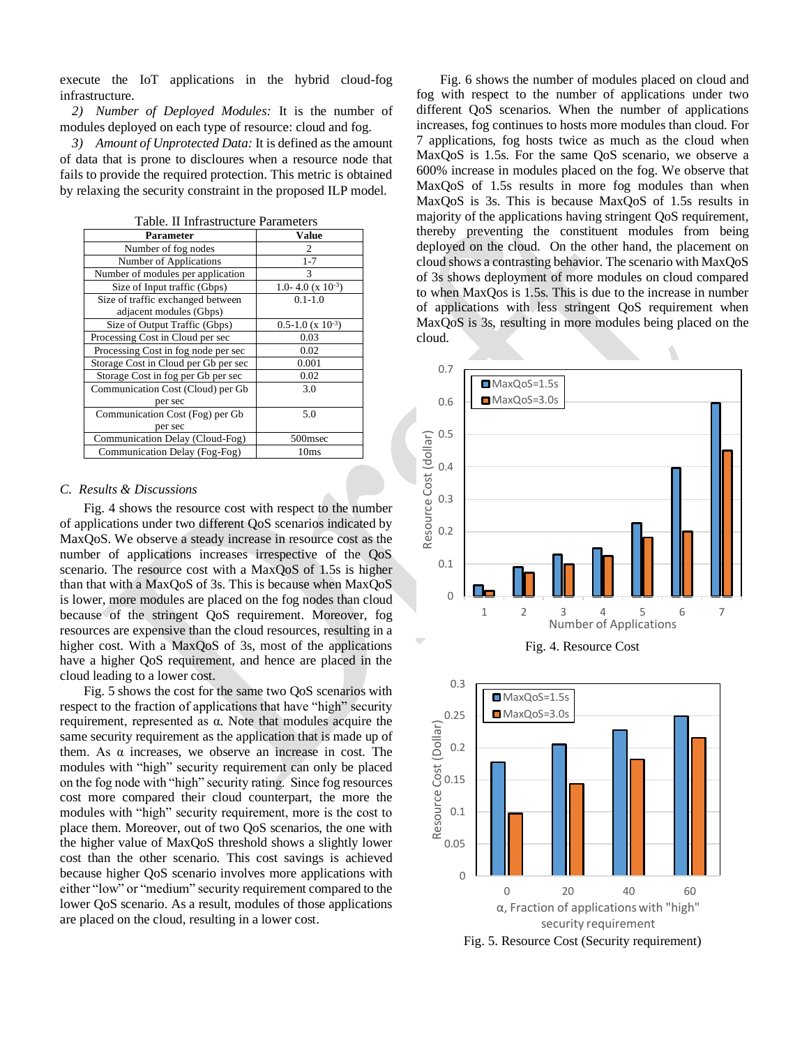execute the IoT applications in the hybrid cloud-fog infrastructure.

*2) Number of Deployed Modules:* It is the number of modules deployed on each type of resource: cloud and fog.

*3) Amount of Unprotected Data:* It is defined as the amount of data that is prone to discloures when a resource node that fails to provide the required protection. This metric is obtained by relaxing the security constraint in the proposed ILP model.

Table. II Infrastructure Parameters

| Parameter | Value |
|---|---|
| Number of fog nodes | 2 |
| Number of Applications | 1-7 |
| Number of modules per application | 3 |
| Size of Input traffic (Gbps) | 1.0- 4.0 (x $10^{-3}$) |
| Size of traffic exchanged between adjacent modules (Gbps) | 0.1-1.0 |
| Size of Output Traffic (Gbps) | 0.5-1.0 (x $10^{-3}$) |
| Processing Cost in Cloud per sec | 0.03 |
| Processing Cost in fog node per sec | 0.02 |
| Storage Cost in Cloud per Gb per sec | 0.001 |
| Storage Cost in fog per Gb per sec | 0.02 |
| Communication Cost (Cloud) per Gb per sec | 3.0 |
| Communication Cost (Fog) per Gb per sec | 5.0 |
| Communication Delay (Cloud-Fog) | 500msec |
| Communication Delay (Fog-Fog) | 10ms |

### *C. Results & Discussions*

Fig. 4 shows the resource cost with respect to the number of applications under two different QoS scenarios indicated by MaxQoS. We observe a steady increase in resource cost as the number of applications increases irrespective of the QoS scenario. The resource cost with a MaxQoS of 1.5s is higher than that with a MaxQoS of 3s. This is because when MaxQoS is lower, more modules are placed on the fog nodes than cloud because of the stringent QoS requirement. Moreover, fog resources are expensive than the cloud resources, resulting in a higher cost. With a MaxQoS of 3s, most of the applications have a higher QoS requirement, and hence are placed in the cloud leading to a lower cost.

Fig. 5 shows the cost for the same two QoS scenarios with respect to the fraction of applications that have "high" security requirement, represented as α. Note that modules acquire the same security requirement as the application that is made up of them. As α increases, we observe an increase in cost. The modules with "high" security requirement can only be placed on the fog node with "high" security rating. Since fog resources cost more compared their cloud counterpart, the more the modules with "high" security requirement, more is the cost to place them. Moreover, out of two QoS scenarios, the one with the higher value of MaxQoS threshold shows a slightly lower cost than the other scenario. This cost savings is achieved because higher QoS scenario involves more applications with either "low" or "medium" security requirement compared to the lower QoS scenario. As a result, modules of those applications are placed on the cloud, resulting in a lower cost.

Fig. 6 shows the number of modules placed on cloud and fog with respect to the number of applications under two different QoS scenarios. When the number of applications increases, fog continues to hosts more modules than cloud. For 7 applications, fog hosts twice as much as the cloud when MaxQoS is 1.5s. For the same QoS scenario, we observe a 600% increase in modules placed on the fog. We observe that MaxQoS of 1.5s results in more fog modules than when MaxQoS is 3s. This is because MaxQoS of 1.5s results in majority of the applications having stringent QoS requirement, thereby preventing the constituent modules from being deployed on the cloud. On the other hand, the placement on cloud shows a contrasting behavior. The scenario with MaxQoS of 3s shows deployment of more modules on cloud compared to when MaxQos is 1.5s. This is due to the increase in number of applications with less stringent QoS requirement when MaxQoS is 3s, resulting in more modules being placed on the cloud.

Fig. 4. Resource Cost

Fig. 5. Resource Cost (Security requirement)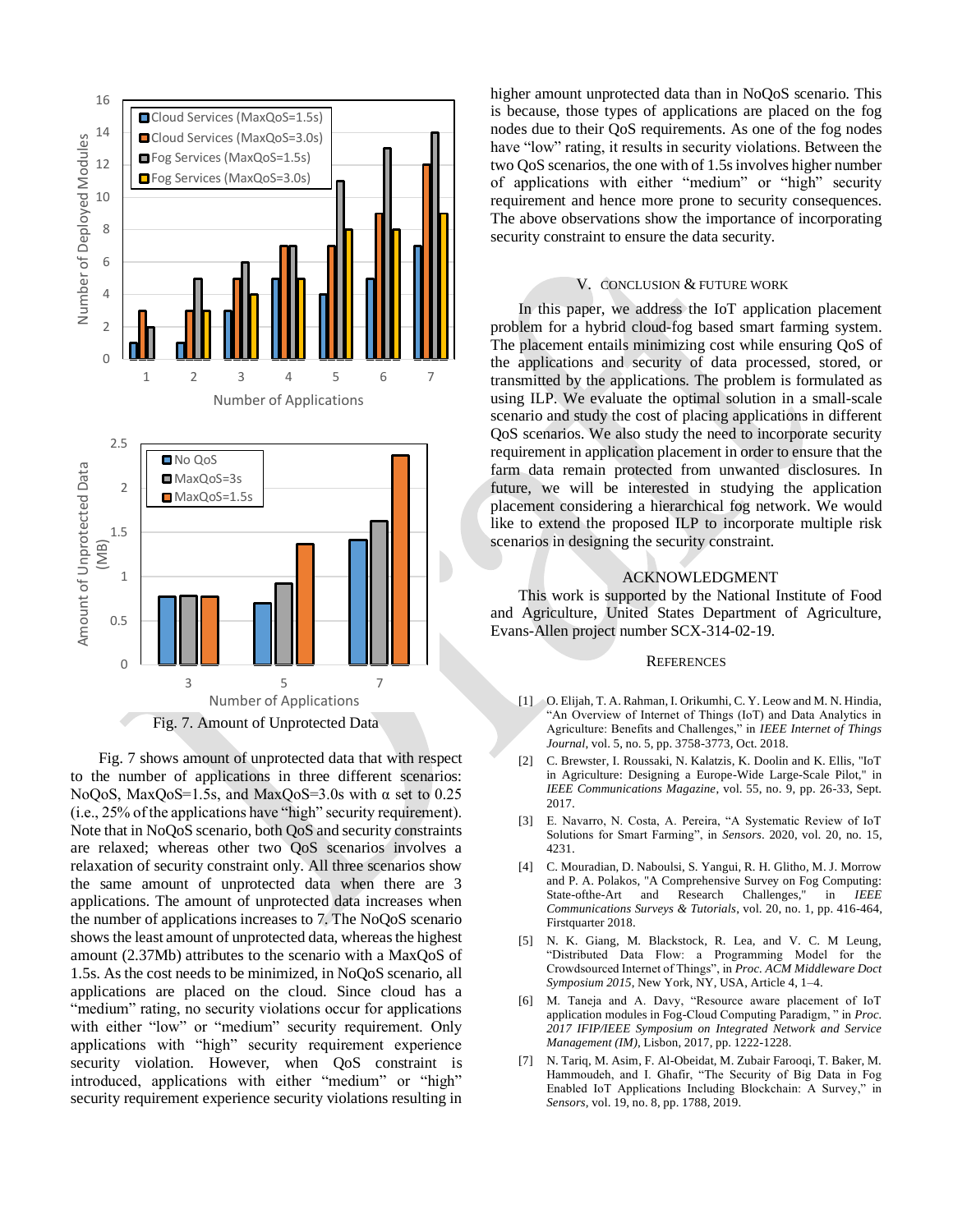Fig. 7. Amount of Unprotected Data

Fig. 7 shows amount of unprotected data that with respect to the number of applications in three different scenarios: NoQoS, MaxQoS=1.5s, and MaxQoS=3.0s with α set to 0.25 (i.e., 25% of the applications have "high" security requirement). Note that in NoQoS scenario, both QoS and security constraints are relaxed; whereas other two QoS scenarios involves a relaxation of security constraint only. All three scenarios show the same amount of unprotected data when there are 3 applications. The amount of unprotected data increases when the number of applications increases to 7. The NoQoS scenario shows the least amount of unprotected data, whereas the highest amount (2.37Mb) attributes to the scenario with a MaxQoS of 1.5s. As the cost needs to be minimized, in NoQoS scenario, all applications are placed on the cloud. Since cloud has a "medium" rating, no security violations occur for applications with either "low" or "medium" security requirement. Only applications with "high" security requirement experience security violation. However, when QoS constraint is introduced, applications with either "medium" or "high" security requirement experience security violations resulting in higher amount unprotected data than in NoQoS scenario. This is because, those types of applications are placed on the fog nodes due to their QoS requirements. As one of the fog nodes have "low" rating, it results in security violations. Between the two QoS scenarios, the one with of 1.5s involves higher number of applications with either "medium" or "high" security requirement and hence more prone to security consequences. The above observations show the importance of incorporating security constraint to ensure the data security.

## V. Conclusion & Future Work

In this paper, we address the IoT application placement problem for a hybrid cloud-fog based smart farming system. The placement entails minimizing cost while ensuring QoS of the applications and security of data processed, stored, or transmitted by the applications. The problem is formulated as using ILP. We evaluate the optimal solution in a small-scale scenario and study the cost of placing applications in different QoS scenarios. We also study the need to incorporate security requirement in application placement in order to ensure that the farm data remain protected from unwanted disclosures. In future, we will be interested in studying the application placement considering a hierarchical fog network. We would like to extend the proposed ILP to incorporate multiple risk scenarios in designing the security constraint.

## Acknowledgment

This work is supported by the National Institute of Food and Agriculture, United States Department of Agriculture, Evans-Allen project number SCX-314-02-19.

## References

[1] O. Elijah, T. A. Rahman, I. Orikumhi, C. Y. Leow and M. N. Hindia, "An Overview of Internet of Things (IoT) and Data Analytics in Agriculture: Benefits and Challenges," in *IEEE Internet of Things Journal*, vol. 5, no. 5, pp. 3758-3773, Oct. 2018.

[2] C. Brewster, I. Roussaki, N. Kalatzis, K. Doolin and K. Ellis, "IoT in Agriculture: Designing a Europe-Wide Large-Scale Pilot," in *IEEE Communications Magazine*, vol. 55, no. 9, pp. 26-33, Sept. 2017.

[3] E. Navarro, N. Costa, A. Pereira, "A Systematic Review of IoT Solutions for Smart Farming", in *Sensors*. 2020, vol. 20, no. 15, 4231.

[4] C. Mouradian, D. Naboulsi, S. Yangui, R. H. Glitho, M. J. Morrow and P. A. Polakos, "A Comprehensive Survey on Fog Computing: State-ofthe-Art and Research Challenges," in *IEEE Communications Surveys & Tutorials*, vol. 20, no. 1, pp. 416-464, Firstquarter 2018.

[5] N. K. Giang, M. Blackstock, R. Lea, and V. C. M Leung, "Distributed Data Flow: a Programming Model for the Crowdsourced Internet of Things", in *Proc. ACM Middleware Doct Symposium 2015*, New York, NY, USA, Article 4, 1–4.

[6] M. Taneja and A. Davy, "Resource aware placement of IoT application modules in Fog-Cloud Computing Paradigm, " in *Proc. 2017 IFIP/IEEE Symposium on Integrated Network and Service Management (IM)*, Lisbon, 2017, pp. 1222-1228.

[7] N. Tariq, M. Asim, F. Al-Obeidat, M. Zubair Farooqi, T. Baker, M. Hammoudeh, and I. Ghafir, "The Security of Big Data in Fog Enabled IoT Applications Including Blockchain: A Survey," in *Sensors*, vol. 19, no. 8, pp. 1788, 2019.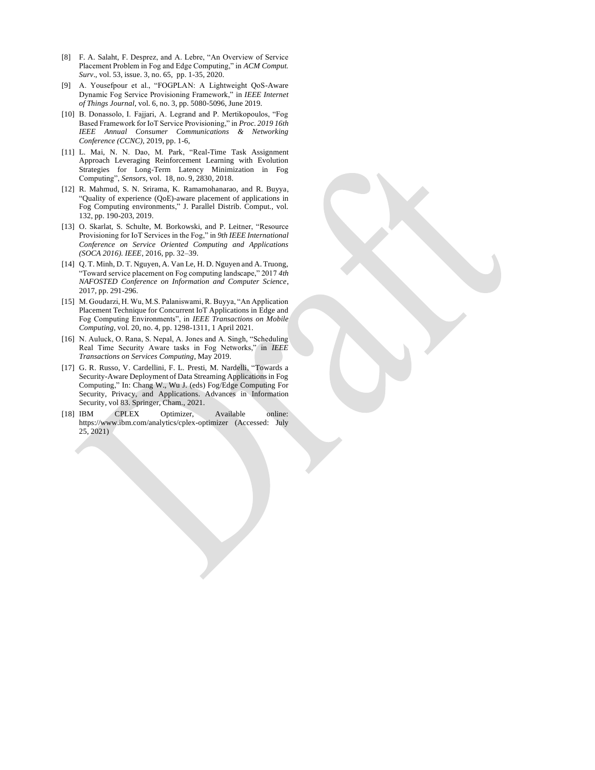[8] F. A. Salaht, F. Desprez, and A. Lebre, "An Overview of Service Placement Problem in Fog and Edge Computing," in *ACM Comput. Surv*., vol. 53, issue. 3, no. 65, pp. 1-35, 2020.

[9] A. Yousefpour et al., "FOGPLAN: A Lightweight QoS-Aware Dynamic Fog Service Provisioning Framework," in *IEEE Internet of Things Journal*, vol. 6, no. 3, pp. 5080-5096, June 2019.

[10] B. Donassolo, I. Fajjari, A. Legrand and P. Mertikopoulos, "Fog Based Framework for IoT Service Provisioning," in *Proc. 2019 16th IEEE Annual Consumer Communications & Networking Conference (CCNC)*, 2019, pp. 1-6,

[11] L. Mai, N. N. Dao, M. Park, "Real-Time Task Assignment Approach Leveraging Reinforcement Learning with Evolution Strategies for Long-Term Latency Minimization in Fog Computing", *Sensors*, vol. 18, no. 9, 2830, 2018.

[12] R. Mahmud, S. N. Srirama, K. Ramamohanarao, and R. Buyya, "Quality of experience (QoE)-aware placement of applications in Fog Computing environments," J. Parallel Distrib. Comput., vol. 132, pp. 190-203, 2019.

[13] O. Skarlat, S. Schulte, M. Borkowski, and P. Leitner, "Resource Provisioning for IoT Services in the Fog," in *9th IEEE International Conference on Service Oriented Computing and Applications (SOCA 2016). IEEE*, 2016, pp. 32–39.

[14] Q. T. Minh, D. T. Nguyen, A. Van Le, H. D. Nguyen and A. Truong, "Toward service placement on Fog computing landscape," 2017 *4th NAFOSTED Conference on Information and Computer Science*, 2017, pp. 291-296.

[15] M. Goudarzi, H. Wu, M.S. Palaniswami, R. Buyya, "An Application Placement Technique for Concurrent IoT Applications in Edge and Fog Computing Environments", in *IEEE Transactions on Mobile Computing*, vol. 20, no. 4, pp. 1298-1311, 1 April 2021.

[16] N. Auluck, O. Rana, S. Nepal, A. Jones and A. Singh, "Scheduling Real Time Security Aware tasks in Fog Networks," in *IEEE Transactions on Services Computing*, May 2019.

[17] G. R. Russo, V. Cardellini, F. L. Presti, M. Nardelli, "Towards a Security-Aware Deployment of Data Streaming Applications in Fog Computing," In: Chang W., Wu J. (eds) Fog/Edge Computing For Security, Privacy, and Applications. Advances in Information Security, vol 83. Springer, Cham., 2021.

[18] IBM CPLEX Optimizer, Available online: https://www.ibm.com/analytics/cplex-optimizer (Accessed: July 25, 2021)